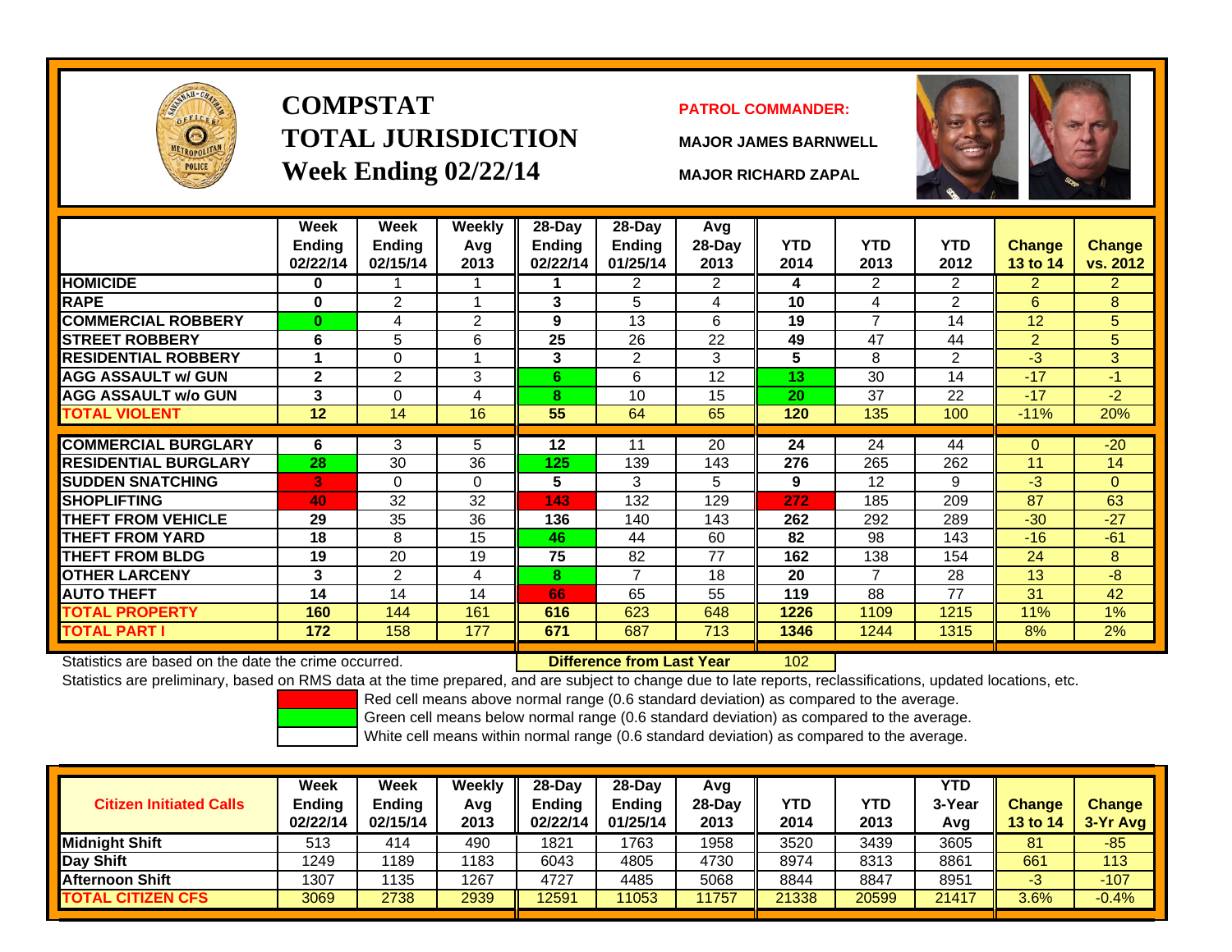# COMPSTAT
## TOTAL JURISDICTION
## Week Ending 02/22/14

**PATROL COMMANDER:**

**MAJOR JAMES BARNWELL**

**MAJOR RICHARD ZAPAL**

| | Week Ending 02/22/14 | Week Ending 02/15/14 | Weekly Avg 2013 | 28-Day Ending 02/22/14 | 28-Day Ending 01/25/14 | Avg 28-Day 2013 | YTD 2014 | YTD 2013 | YTD 2012 | Change 13 to 14 | Change vs. 2012 |
|---|---|---|---|---|---|---|---|---|---|---|---|
| HOMICIDE | 0 | 1 | 1 | 1 | 2 | 2 | 4 | 2 | 2 | 2 | 2 |
| RAPE | 0 | 2 | 1 | 3 | 5 | 4 | 10 | 4 | 2 | 6 | 8 |
| COMMERCIAL ROBBERY | 0 | 4 | 2 | 9 | 13 | 6 | 19 | 7 | 14 | 12 | 5 |
| STREET ROBBERY | 6 | 5 | 6 | 25 | 26 | 22 | 49 | 47 | 44 | 2 | 5 |
| RESIDENTIAL ROBBERY | 1 | 0 | 1 | 3 | 2 | 3 | 5 | 8 | 2 | -3 | 3 |
| AGG ASSAULT w/ GUN | 2 | 2 | 3 | 6 | 6 | 12 | 13 | 30 | 14 | -17 | -1 |
| AGG ASSAULT w/o GUN | 3 | 0 | 4 | 8 | 10 | 15 | 20 | 37 | 22 | -17 | -2 |
| TOTAL VIOLENT | 12 | 14 | 16 | 55 | 64 | 65 | 120 | 135 | 100 | -11% | 20% |
| COMMERCIAL BURGLARY | 6 | 3 | 5 | 12 | 11 | 20 | 24 | 24 | 44 | 0 | -20 |
| RESIDENTIAL BURGLARY | 28 | 30 | 36 | 125 | 139 | 143 | 276 | 265 | 262 | 11 | 14 |
| SUDDEN SNATCHING | 3 | 0 | 0 | 5 | 3 | 5 | 9 | 12 | 9 | -3 | 0 |
| SHOPLIFTING | 40 | 32 | 32 | 143 | 132 | 129 | 272 | 185 | 209 | 87 | 63 |
| THEFT FROM VEHICLE | 29 | 35 | 36 | 136 | 140 | 143 | 262 | 292 | 289 | -30 | -27 |
| THEFT FROM YARD | 18 | 8 | 15 | 46 | 44 | 60 | 82 | 98 | 143 | -16 | -61 |
| THEFT FROM BLDG | 19 | 20 | 19 | 75 | 82 | 77 | 162 | 138 | 154 | 24 | 8 |
| OTHER LARCENY | 3 | 2 | 4 | 8 | 7 | 18 | 20 | 7 | 28 | 13 | -8 |
| AUTO THEFT | 14 | 14 | 14 | 66 | 65 | 55 | 119 | 88 | 77 | 31 | 42 |
| TOTAL PROPERTY | 160 | 144 | 161 | 616 | 623 | 648 | 1226 | 1109 | 1215 | 11% | 1% |
| TOTAL PART I | 172 | 158 | 177 | 671 | 687 | 713 | 1346 | 1244 | 1315 | 8% | 2% |

Statistics are based on the date the crime occurred. **Difference from Last Year** 102

Statistics are preliminary, based on RMS data at the time prepared, and are subject to change due to late reports, reclassifications, updated locations, etc.

Red cell means above normal range (0.6 standard deviation) as compared to the average.
Green cell means below normal range (0.6 standard deviation) as compared to the average.
White cell means within normal range (0.6 standard deviation) as compared to the average.

| Citizen Initiated Calls | Week Ending 02/22/14 | Week Ending 02/15/14 | Weekly Avg 2013 | 28-Day Ending 02/22/14 | 28-Day Ending 01/25/14 | Avg 28-Day 2013 | YTD 2014 | YTD 2013 | YTD 3-Year Avg | Change 13 to 14 | Change 3-Yr Avg |
|---|---|---|---|---|---|---|---|---|---|---|---|
| Midnight Shift | 513 | 414 | 490 | 1821 | 1763 | 1958 | 3520 | 3439 | 3605 | 81 | -85 |
| Day Shift | 1249 | 1189 | 1183 | 6043 | 4805 | 4730 | 8974 | 8313 | 8861 | 661 | 113 |
| Afternoon Shift | 1307 | 1135 | 1267 | 4727 | 4485 | 5068 | 8844 | 8847 | 8951 | -3 | -107 |
| TOTAL CITIZEN CFS | 3069 | 2738 | 2939 | 12591 | 11053 | 11757 | 21338 | 20599 | 21417 | 3.6% | -0.4% |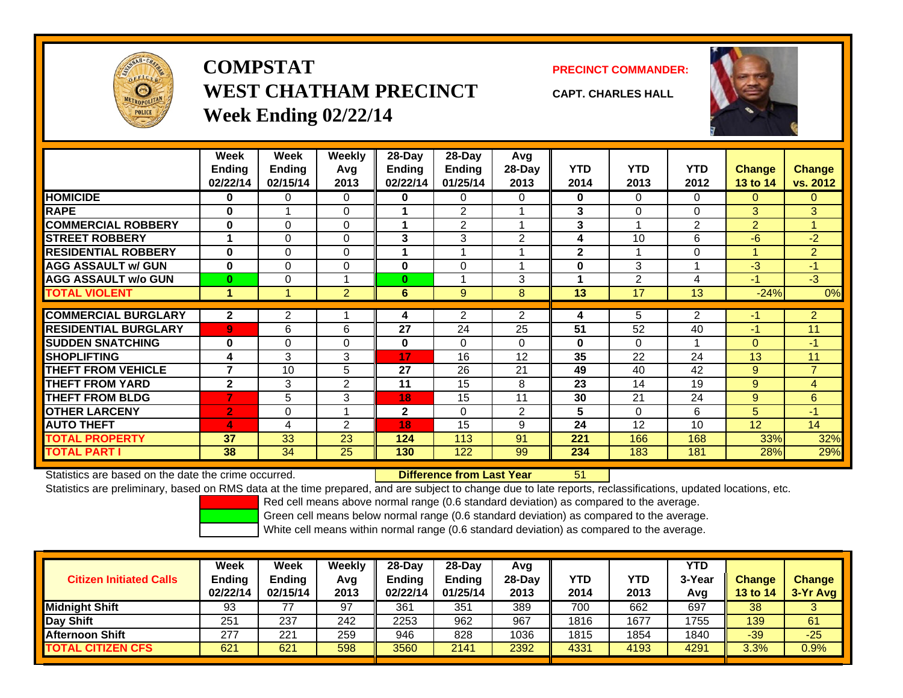# COMPSTAT
# WEST CHATHAM PRECINCT
## Week Ending 02/22/14

**PRECINCT COMMANDER:**

**CAPT. CHARLES HALL**

| | Week Ending 02/22/14 | Week Ending 02/15/14 | Weekly Avg 2013 | 28-Day Ending 02/22/14 | 28-Day Ending 01/25/14 | Avg 28-Day 2013 | YTD 2014 | YTD 2013 | YTD 2012 | Change 13 to 14 | Change vs. 2012 |
|---|---|---|---|---|---|---|---|---|---|---|---|
| HOMICIDE | 0 | 0 | 0 | 0 | 0 | 0 | 0 | 0 | 0 | 0 | 0 |
| RAPE | 0 | 1 | 0 | 1 | 2 | 1 | 3 | 0 | 0 | 3 | 3 |
| COMMERCIAL ROBBERY | 0 | 0 | 0 | 1 | 2 | 1 | 3 | 1 | 2 | 2 | 1 |
| STREET ROBBERY | 1 | 0 | 0 | 3 | 3 | 2 | 4 | 10 | 6 | -6 | -2 |
| RESIDENTIAL ROBBERY | 0 | 0 | 0 | 1 | 1 | 1 | 2 | 1 | 0 | 1 | 2 |
| AGG ASSAULT w/ GUN | 0 | 0 | 0 | 0 | 0 | 1 | 0 | 3 | 1 | -3 | -1 |
| AGG ASSAULT w/o GUN | 0 | 0 | 1 | 0 | 1 | 3 | 1 | 2 | 4 | -1 | -3 |
| TOTAL VIOLENT | 1 | 1 | 2 | 6 | 9 | 8 | 13 | 17 | 13 | -24% | 0% |
| COMMERCIAL BURGLARY | 2 | 2 | 1 | 4 | 2 | 2 | 4 | 5 | 2 | -1 | 2 |
| RESIDENTIAL BURGLARY | 9 | 6 | 6 | 27 | 24 | 25 | 51 | 52 | 40 | -1 | 11 |
| SUDDEN SNATCHING | 0 | 0 | 0 | 0 | 0 | 0 | 0 | 0 | 1 | 0 | -1 |
| SHOPLIFTING | 4 | 3 | 3 | 17 | 16 | 12 | 35 | 22 | 24 | 13 | 11 |
| THEFT FROM VEHICLE | 7 | 10 | 5 | 27 | 26 | 21 | 49 | 40 | 42 | 9 | 7 |
| THEFT FROM YARD | 2 | 3 | 2 | 11 | 15 | 8 | 23 | 14 | 19 | 9 | 4 |
| THEFT FROM BLDG | 7 | 5 | 3 | 18 | 15 | 11 | 30 | 21 | 24 | 9 | 6 |
| OTHER LARCENY | 2 | 0 | 1 | 2 | 0 | 2 | 5 | 0 | 6 | 5 | -1 |
| AUTO THEFT | 4 | 4 | 2 | 18 | 15 | 9 | 24 | 12 | 10 | 12 | 14 |
| TOTAL PROPERTY | 37 | 33 | 23 | 124 | 113 | 91 | 221 | 166 | 168 | 33% | 32% |
| TOTAL PART I | 38 | 34 | 25 | 130 | 122 | 99 | 234 | 183 | 181 | 28% | 29% |

Statistics are based on the date the crime occurred. **Difference from Last Year** 51

Statistics are preliminary, based on RMS data at the time prepared, and are subject to change due to late reports, reclassifications, updated locations, etc.

Red cell means above normal range (0.6 standard deviation) as compared to the average.
Green cell means below normal range (0.6 standard deviation) as compared to the average.
White cell means within normal range (0.6 standard deviation) as compared to the average.

| Citizen Initiated Calls | Week Ending 02/22/14 | Week Ending 02/15/14 | Weekly Avg 2013 | 28-Day Ending 02/22/14 | 28-Day Ending 01/25/14 | Avg 28-Day 2013 | YTD 2014 | YTD 2013 | YTD 3-Year Avg | Change 13 to 14 | Change 3-Yr Avg |
|---|---|---|---|---|---|---|---|---|---|---|---|
| Midnight Shift | 93 | 77 | 97 | 361 | 351 | 389 | 700 | 662 | 697 | 38 | 3 |
| Day Shift | 251 | 237 | 242 | 2253 | 962 | 967 | 1816 | 1677 | 1755 | 139 | 61 |
| Afternoon Shift | 277 | 221 | 259 | 946 | 828 | 1036 | 1815 | 1854 | 1840 | -39 | -25 |
| TOTAL CITIZEN CFS | 621 | 621 | 598 | 3560 | 2141 | 2392 | 4331 | 4193 | 4291 | 3.3% | 0.9% |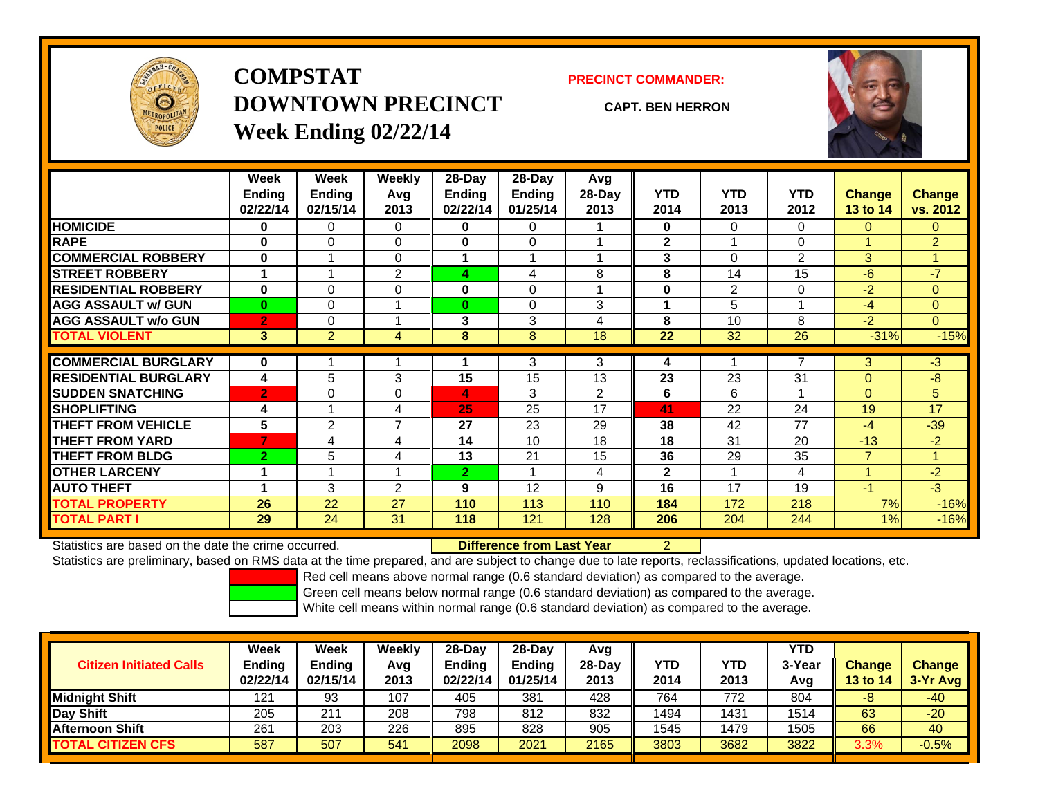# COMPSTAT DOWNTOWN PRECINCT Week Ending 02/22/14

**PRECINCT COMMANDER:**

**CAPT. BEN HERRON**

| | Week Ending 02/22/14 | Week Ending 02/15/14 | Weekly Avg 2013 | 28-Day Ending 02/22/14 | 28-Day Ending 01/25/14 | Avg 28-Day 2013 | YTD 2014 | YTD 2013 | YTD 2012 | Change 13 to 14 | Change vs. 2012 |
|---|---|---|---|---|---|---|---|---|---|---|---|
| HOMICIDE | 0 | 0 | 0 | 0 | 0 | 1 | 0 | 0 | 0 | 0 | 0 |
| RAPE | 0 | 0 | 0 | 0 | 0 | 1 | 2 | 1 | 0 | 1 | 2 |
| COMMERCIAL ROBBERY | 0 | 1 | 0 | 1 | 1 | 1 | 3 | 0 | 2 | 3 | 1 |
| STREET ROBBERY | 1 | 1 | 2 | 4 | 4 | 8 | 8 | 14 | 15 | -6 | -7 |
| RESIDENTIAL ROBBERY | 0 | 0 | 0 | 0 | 0 | 1 | 0 | 2 | 0 | -2 | 0 |
| AGG ASSAULT w/ GUN | 0 | 0 | 1 | 0 | 0 | 3 | 1 | 5 | 1 | -4 | 0 |
| AGG ASSAULT w/o GUN | 2 | 0 | 1 | 3 | 3 | 4 | 8 | 10 | 8 | -2 | 0 |
| TOTAL VIOLENT | 3 | 2 | 4 | 8 | 8 | 18 | 22 | 32 | 26 | -31% | -15% |
| COMMERCIAL BURGLARY | 0 | 1 | 1 | 1 | 3 | 3 | 4 | 1 | 7 | 3 | -3 |
| RESIDENTIAL BURGLARY | 4 | 5 | 3 | 15 | 15 | 13 | 23 | 23 | 31 | 0 | -8 |
| SUDDEN SNATCHING | 2 | 0 | 0 | 4 | 3 | 2 | 6 | 6 | 1 | 0 | 5 |
| SHOPLIFTING | 4 | 1 | 4 | 25 | 25 | 17 | 41 | 22 | 24 | 19 | 17 |
| THEFT FROM VEHICLE | 5 | 2 | 7 | 27 | 23 | 29 | 38 | 42 | 77 | -4 | -39 |
| THEFT FROM YARD | 7 | 4 | 4 | 14 | 10 | 18 | 18 | 31 | 20 | -13 | -2 |
| THEFT FROM BLDG | 2 | 5 | 4 | 13 | 21 | 15 | 36 | 29 | 35 | 7 | 1 |
| OTHER LARCENY | 1 | 1 | 1 | 2 | 1 | 4 | 2 | 1 | 4 | 1 | -2 |
| AUTO THEFT | 1 | 3 | 2 | 9 | 12 | 9 | 16 | 17 | 19 | -1 | -3 |
| TOTAL PROPERTY | 26 | 22 | 27 | 110 | 113 | 110 | 184 | 172 | 218 | 7% | -16% |
| TOTAL PART I | 29 | 24 | 31 | 118 | 121 | 128 | 206 | 204 | 244 | 1% | -16% |

Statistics are based on the date the crime occurred. **Difference from Last Year** 2

Statistics are preliminary, based on RMS data at the time prepared, and are subject to change due to late reports, reclassifications, updated locations, etc.

Red cell means above normal range (0.6 standard deviation) as compared to the average.
Green cell means below normal range (0.6 standard deviation) as compared to the average.
White cell means within normal range (0.6 standard deviation) as compared to the average.

| Citizen Initiated Calls | Week Ending 02/22/14 | Week Ending 02/15/14 | Weekly Avg 2013 | 28-Day Ending 02/22/14 | 28-Day Ending 01/25/14 | Avg 28-Day 2013 | YTD 2014 | YTD 2013 | YTD 3-Year Avg | Change 13 to 14 | Change 3-Yr Avg |
|---|---|---|---|---|---|---|---|---|---|---|---|
| Midnight Shift | 121 | 93 | 107 | 405 | 381 | 428 | 764 | 772 | 804 | -8 | -40 |
| Day Shift | 205 | 211 | 208 | 798 | 812 | 832 | 1494 | 1431 | 1514 | 63 | -20 |
| Afternoon Shift | 261 | 203 | 226 | 895 | 828 | 905 | 1545 | 1479 | 1505 | 66 | 40 |
| TOTAL CITIZEN CFS | 587 | 507 | 541 | 2098 | 2021 | 2165 | 3803 | 3682 | 3822 | 3.3% | -0.5% |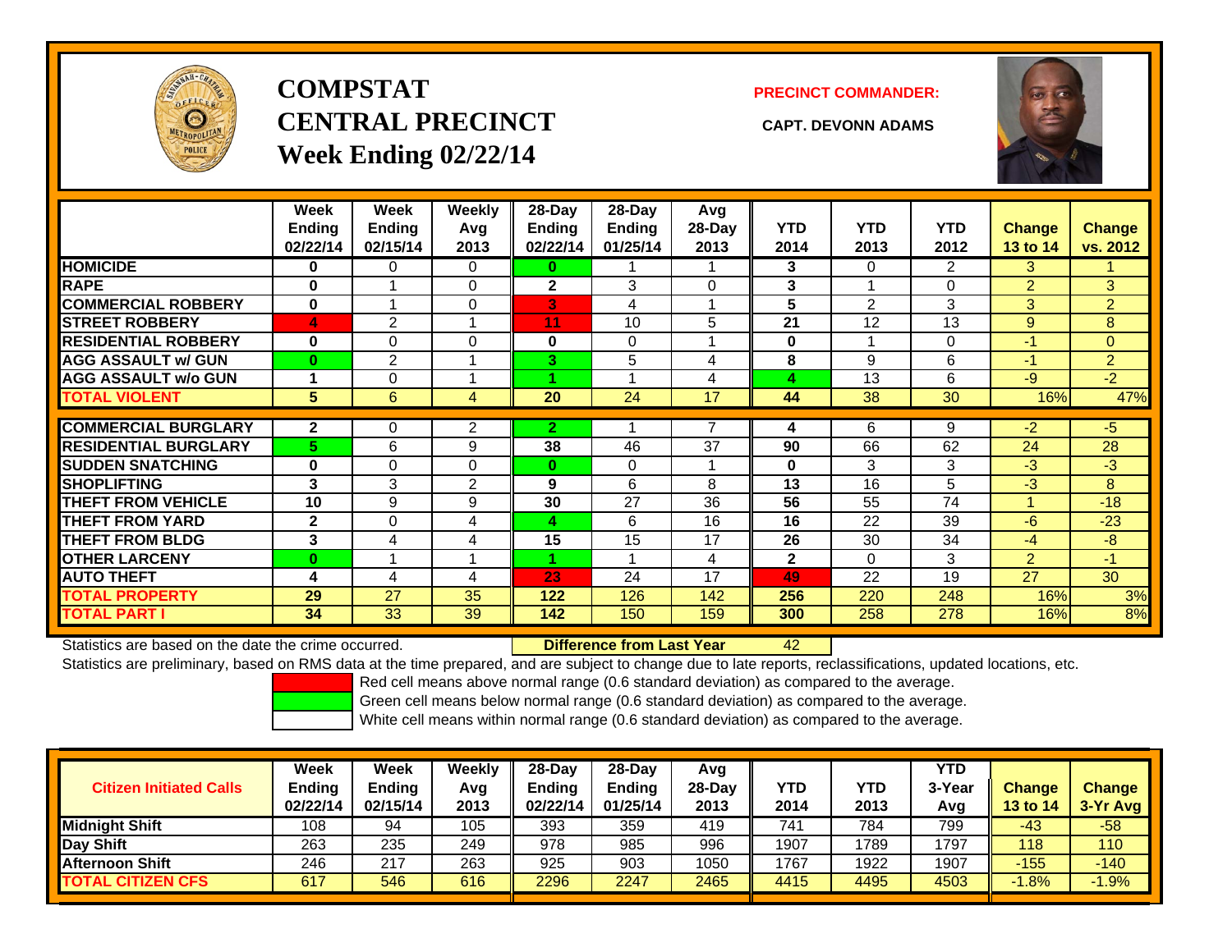# COMPSTAT
# CENTRAL PRECINCT
## Week Ending 02/22/14

**PRECINCT COMMANDER:**

**CAPT. DEVONN ADAMS**

| | Week Ending 02/22/14 | Week Ending 02/15/14 | Weekly Avg 2013 | 28-Day Ending 02/22/14 | 28-Day Ending 01/25/14 | Avg 28-Day 2013 | YTD 2014 | YTD 2013 | YTD 2012 | Change 13 to 14 | Change vs. 2012 |
|---|---|---|---|---|---|---|---|---|---|---|---|
| HOMICIDE | 0 | 0 | 0 | 0 | 1 | 1 | 3 | 0 | 2 | 3 | 1 |
| RAPE | 0 | 1 | 0 | 2 | 3 | 0 | 3 | 1 | 0 | 2 | 3 |
| COMMERCIAL ROBBERY | 0 | 1 | 0 | 3 | 4 | 1 | 5 | 2 | 3 | 3 | 2 |
| STREET ROBBERY | 4 | 2 | 1 | 11 | 10 | 5 | 21 | 12 | 13 | 9 | 8 |
| RESIDENTIAL ROBBERY | 0 | 0 | 0 | 0 | 0 | 1 | 0 | 1 | 0 | -1 | 0 |
| AGG ASSAULT w/ GUN | 0 | 2 | 1 | 3 | 5 | 4 | 8 | 9 | 6 | -1 | 2 |
| AGG ASSAULT w/o GUN | 1 | 0 | 1 | 1 | 1 | 4 | 4 | 13 | 6 | -9 | -2 |
| TOTAL VIOLENT | 5 | 6 | 4 | 20 | 24 | 17 | 44 | 38 | 30 | 16% | 47% |
| COMMERCIAL BURGLARY | 2 | 0 | 2 | 2 | 1 | 7 | 4 | 6 | 9 | -2 | -5 |
| RESIDENTIAL BURGLARY | 5 | 6 | 9 | 38 | 46 | 37 | 90 | 66 | 62 | 24 | 28 |
| SUDDEN SNATCHING | 0 | 0 | 0 | 0 | 0 | 1 | 0 | 3 | 3 | -3 | -3 |
| SHOPLIFTING | 3 | 3 | 2 | 9 | 6 | 8 | 13 | 16 | 5 | -3 | 8 |
| THEFT FROM VEHICLE | 10 | 9 | 9 | 30 | 27 | 36 | 56 | 55 | 74 | 1 | -18 |
| THEFT FROM YARD | 2 | 0 | 4 | 4 | 6 | 16 | 16 | 22 | 39 | -6 | -23 |
| THEFT FROM BLDG | 3 | 4 | 4 | 15 | 15 | 17 | 26 | 30 | 34 | -4 | -8 |
| OTHER LARCENY | 0 | 1 | 1 | 1 | 1 | 4 | 2 | 0 | 3 | 2 | -1 |
| AUTO THEFT | 4 | 4 | 4 | 23 | 24 | 17 | 49 | 22 | 19 | 27 | 30 |
| TOTAL PROPERTY | 29 | 27 | 35 | 122 | 126 | 142 | 256 | 220 | 248 | 16% | 3% |
| TOTAL PART I | 34 | 33 | 39 | 142 | 150 | 159 | 300 | 258 | 278 | 16% | 8% |

Statistics are based on the date the crime occurred. **Difference from Last Year** 42

Statistics are preliminary, based on RMS data at the time prepared, and are subject to change due to late reports, reclassifications, updated locations, etc.

Red cell means above normal range (0.6 standard deviation) as compared to the average.

Green cell means below normal range (0.6 standard deviation) as compared to the average.

White cell means within normal range (0.6 standard deviation) as compared to the average.

| Citizen Initiated Calls | Week Ending 02/22/14 | Week Ending 02/15/14 | Weekly Avg 2013 | 28-Day Ending 02/22/14 | 28-Day Ending 01/25/14 | Avg 28-Day 2013 | YTD 2014 | YTD 2013 | YTD 3-Year Avg | Change 13 to 14 | Change 3-Yr Avg |
|---|---|---|---|---|---|---|---|---|---|---|---|
| Midnight Shift | 108 | 94 | 105 | 393 | 359 | 419 | 741 | 784 | 799 | -43 | -58 |
| Day Shift | 263 | 235 | 249 | 978 | 985 | 996 | 1907 | 1789 | 1797 | 118 | 110 |
| Afternoon Shift | 246 | 217 | 263 | 925 | 903 | 1050 | 1767 | 1922 | 1907 | -155 | -140 |
| TOTAL CITIZEN CFS | 617 | 546 | 616 | 2296 | 2247 | 2465 | 4415 | 4495 | 4503 | -1.8% | -1.9% |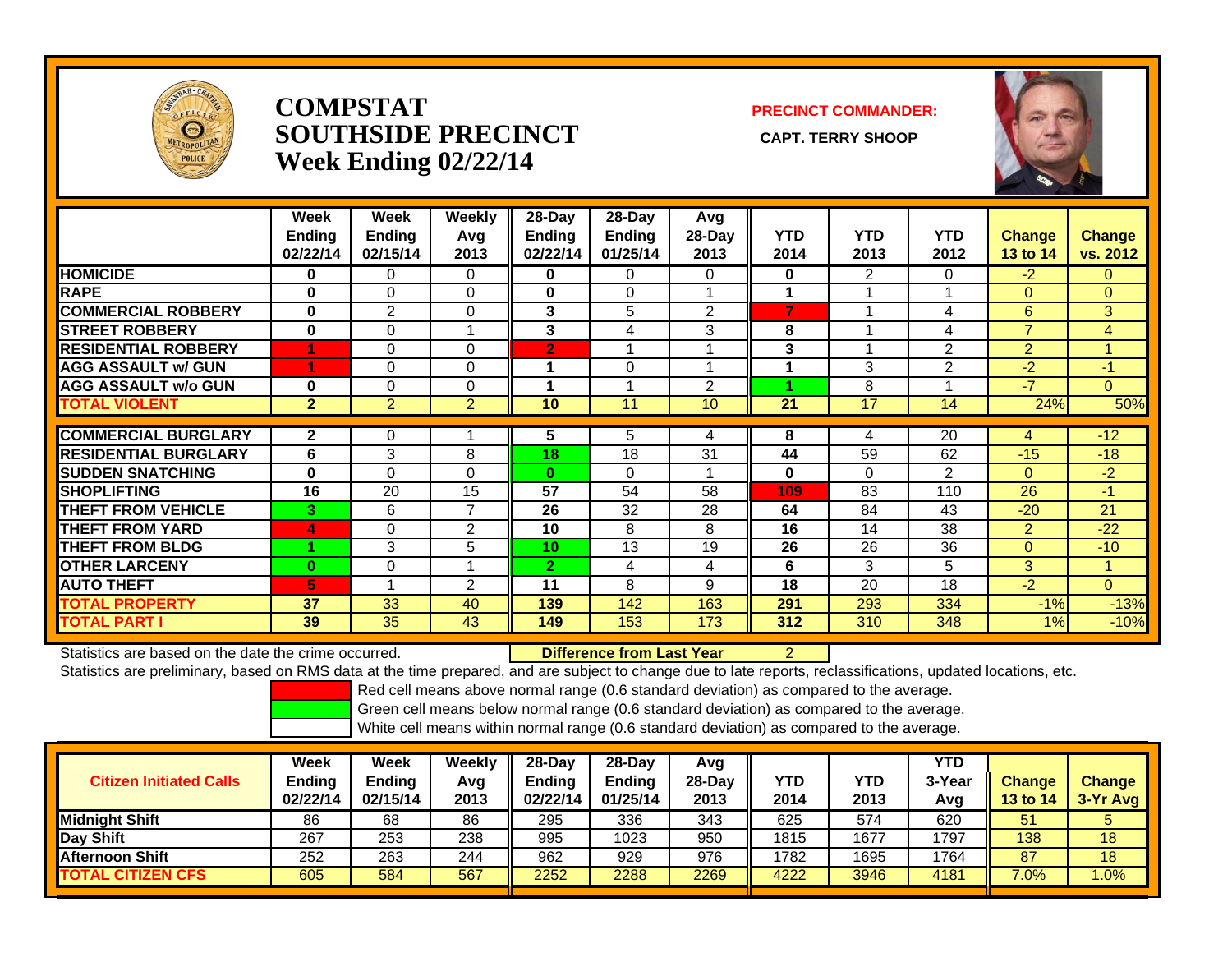# COMPSTAT
# SOUTHSIDE PRECINCT
## Week Ending 02/22/14

**PRECINCT COMMANDER:**

**CAPT. TERRY SHOOP**

| | Week Ending 02/22/14 | Week Ending 02/15/14 | Weekly Avg 2013 | 28-Day Ending 02/22/14 | 28-Day Ending 01/25/14 | Avg 28-Day 2013 | YTD 2014 | YTD 2013 | YTD 2012 | Change 13 to 14 | Change vs. 2012 |
|---|---|---|---|---|---|---|---|---|---|---|---|
| HOMICIDE | 0 | 0 | 0 | 0 | 0 | 0 | 0 | 2 | 0 | -2 | 0 |
| RAPE | 0 | 0 | 0 | 0 | 0 | 1 | 1 | 1 | 1 | 0 | 0 |
| COMMERCIAL ROBBERY | 0 | 2 | 0 | 3 | 5 | 2 | 7 | 1 | 4 | 6 | 3 |
| STREET ROBBERY | 0 | 0 | 1 | 3 | 4 | 3 | 8 | 1 | 4 | 7 | 4 |
| RESIDENTIAL ROBBERY | 1 | 0 | 0 | 2 | 1 | 1 | 3 | 1 | 2 | 2 | 1 |
| AGG ASSAULT w/ GUN | 1 | 0 | 0 | 1 | 0 | 1 | 1 | 3 | 2 | -2 | -1 |
| AGG ASSAULT w/o GUN | 0 | 0 | 0 | 1 | 1 | 2 | 1 | 8 | 1 | -7 | 0 |
| TOTAL VIOLENT | 2 | 2 | 2 | 10 | 11 | 10 | 21 | 17 | 14 | 24% | 50% |
| COMMERCIAL BURGLARY | 2 | 0 | 1 | 5 | 5 | 4 | 8 | 4 | 20 | 4 | -12 |
| RESIDENTIAL BURGLARY | 6 | 3 | 8 | 18 | 18 | 31 | 44 | 59 | 62 | -15 | -18 |
| SUDDEN SNATCHING | 0 | 0 | 0 | 0 | 0 | 1 | 0 | 0 | 2 | 0 | -2 |
| SHOPLIFTING | 16 | 20 | 15 | 57 | 54 | 58 | 109 | 83 | 110 | 26 | -1 |
| THEFT FROM VEHICLE | 3 | 6 | 7 | 26 | 32 | 28 | 64 | 84 | 43 | -20 | 21 |
| THEFT FROM YARD | 4 | 0 | 2 | 10 | 8 | 8 | 16 | 14 | 38 | 2 | -22 |
| THEFT FROM BLDG | 1 | 3 | 5 | 10 | 13 | 19 | 26 | 26 | 36 | 0 | -10 |
| OTHER LARCENY | 0 | 0 | 1 | 2 | 4 | 4 | 6 | 3 | 5 | 3 | 1 |
| AUTO THEFT | 5 | 1 | 2 | 11 | 8 | 9 | 18 | 20 | 18 | -2 | 0 |
| TOTAL PROPERTY | 37 | 33 | 40 | 139 | 142 | 163 | 291 | 293 | 334 | -1% | -13% |
| TOTAL PART I | 39 | 35 | 43 | 149 | 153 | 173 | 312 | 310 | 348 | 1% | -10% |

Statistics are based on the date the crime occurred. **Difference from Last Year** 2

Statistics are preliminary, based on RMS data at the time prepared, and are subject to change due to late reports, reclassifications, updated locations, etc.

Red cell means above normal range (0.6 standard deviation) as compared to the average.

Green cell means below normal range (0.6 standard deviation) as compared to the average.

White cell means within normal range (0.6 standard deviation) as compared to the average.

| Citizen Initiated Calls | Week Ending 02/22/14 | Week Ending 02/15/14 | Weekly Avg 2013 | 28-Day Ending 02/22/14 | 28-Day Ending 01/25/14 | Avg 28-Day 2013 | YTD 2014 | YTD 2013 | YTD 3-Year Avg | Change 13 to 14 | Change 3-Yr Avg |
|---|---|---|---|---|---|---|---|---|---|---|---|
| Midnight Shift | 86 | 68 | 86 | 295 | 336 | 343 | 625 | 574 | 620 | 51 | 5 |
| Day Shift | 267 | 253 | 238 | 995 | 1023 | 950 | 1815 | 1677 | 1797 | 138 | 18 |
| Afternoon Shift | 252 | 263 | 244 | 962 | 929 | 976 | 1782 | 1695 | 1764 | 87 | 18 |
| TOTAL CITIZEN CFS | 605 | 584 | 567 | 2252 | 2288 | 2269 | 4222 | 3946 | 4181 | 7.0% | 1.0% |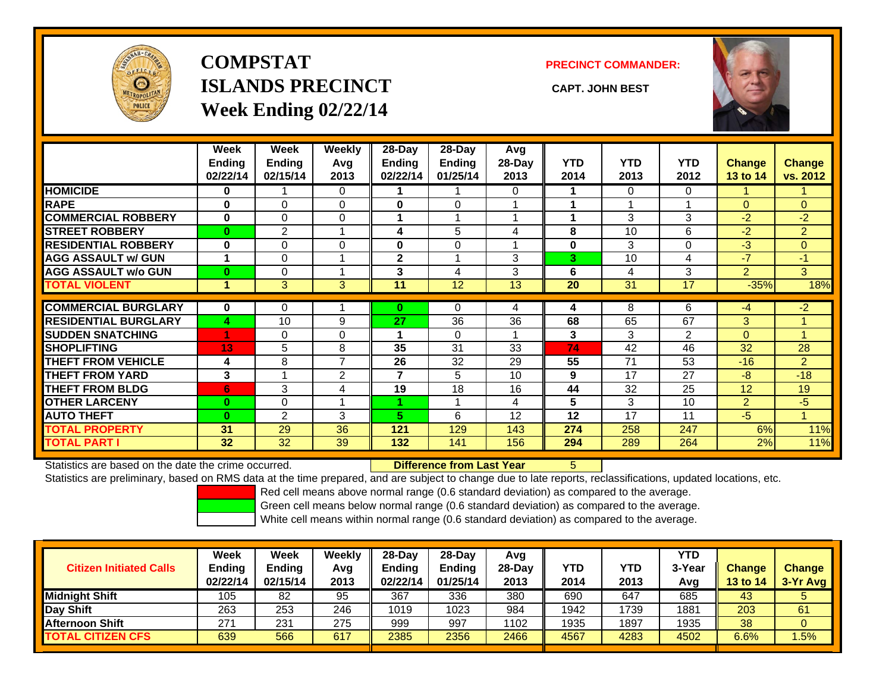# COMPSTAT
# ISLANDS PRECINCT
# Week Ending 02/22/14

**PRECINCT COMMANDER:**

**CAPT. JOHN BEST**

| | Week Ending 02/22/14 | Week Ending 02/15/14 | Weekly Avg 2013 | 28-Day Ending 02/22/14 | 28-Day Ending 01/25/14 | Avg 28-Day 2013 | YTD 2014 | YTD 2013 | YTD 2012 | Change 13 to 14 | Change vs. 2012 |
|---|---|---|---|---|---|---|---|---|---|---|---|
| HOMICIDE | 0 | 1 | 0 | 1 | 1 | 0 | 1 | 0 | 0 | 1 | 1 |
| RAPE | 0 | 0 | 0 | 0 | 0 | 1 | 1 | 1 | 1 | 0 | 0 |
| COMMERCIAL ROBBERY | 0 | 0 | 0 | 1 | 1 | 1 | 1 | 3 | 3 | -2 | -2 |
| STREET ROBBERY | 0 | 2 | 1 | 4 | 5 | 4 | 8 | 10 | 6 | -2 | 2 |
| RESIDENTIAL ROBBERY | 0 | 0 | 0 | 0 | 0 | 1 | 0 | 3 | 0 | -3 | 0 |
| AGG ASSAULT w/ GUN | 1 | 0 | 1 | 2 | 1 | 3 | 3 | 10 | 4 | -7 | -1 |
| AGG ASSAULT w/o GUN | 0 | 0 | 1 | 3 | 4 | 3 | 6 | 4 | 3 | 2 | 3 |
| TOTAL VIOLENT | 1 | 3 | 3 | 11 | 12 | 13 | 20 | 31 | 17 | -35% | 18% |
| COMMERCIAL BURGLARY | 0 | 0 | 1 | 0 | 0 | 4 | 4 | 8 | 6 | -4 | -2 |
| RESIDENTIAL BURGLARY | 4 | 10 | 9 | 27 | 36 | 36 | 68 | 65 | 67 | 3 | 1 |
| SUDDEN SNATCHING | 1 | 0 | 0 | 1 | 0 | 1 | 3 | 3 | 2 | 0 | 1 |
| SHOPLIFTING | 13 | 5 | 8 | 35 | 31 | 33 | 74 | 42 | 46 | 32 | 28 |
| THEFT FROM VEHICLE | 4 | 8 | 7 | 26 | 32 | 29 | 55 | 71 | 53 | -16 | 2 |
| THEFT FROM YARD | 3 | 1 | 2 | 7 | 5 | 10 | 9 | 17 | 27 | -8 | -18 |
| THEFT FROM BLDG | 6 | 3 | 4 | 19 | 18 | 16 | 44 | 32 | 25 | 12 | 19 |
| OTHER LARCENY | 0 | 0 | 1 | 1 | 1 | 4 | 5 | 3 | 10 | 2 | -5 |
| AUTO THEFT | 0 | 2 | 3 | 5 | 6 | 12 | 12 | 17 | 11 | -5 | 1 |
| TOTAL PROPERTY | 31 | 29 | 36 | 121 | 129 | 143 | 274 | 258 | 247 | 6% | 11% |
| TOTAL PART I | 32 | 32 | 39 | 132 | 141 | 156 | 294 | 289 | 264 | 2% | 11% |

Statistics are based on the date the crime occurred. **Difference from Last Year** 5

Statistics are preliminary, based on RMS data at the time prepared, and are subject to change due to late reports, reclassifications, updated locations, etc.

Red cell means above normal range (0.6 standard deviation) as compared to the average.
Green cell means below normal range (0.6 standard deviation) as compared to the average.
White cell means within normal range (0.6 standard deviation) as compared to the average.

| Citizen Initiated Calls | Week Ending 02/22/14 | Week Ending 02/15/14 | Weekly Avg 2013 | 28-Day Ending 02/22/14 | 28-Day Ending 01/25/14 | Avg 28-Day 2013 | YTD 2014 | YTD 2013 | YTD 3-Year Avg | Change 13 to 14 | Change 3-Yr Avg |
|---|---|---|---|---|---|---|---|---|---|---|---|
| Midnight Shift | 105 | 82 | 95 | 367 | 336 | 380 | 690 | 647 | 685 | 43 | 5 |
| Day Shift | 263 | 253 | 246 | 1019 | 1023 | 984 | 1942 | 1739 | 1881 | 203 | 61 |
| Afternoon Shift | 271 | 231 | 275 | 999 | 997 | 1102 | 1935 | 1897 | 1935 | 38 | 0 |
| TOTAL CITIZEN CFS | 639 | 566 | 617 | 2385 | 2356 | 2466 | 4567 | 4283 | 4502 | 6.6% | 1.5% |